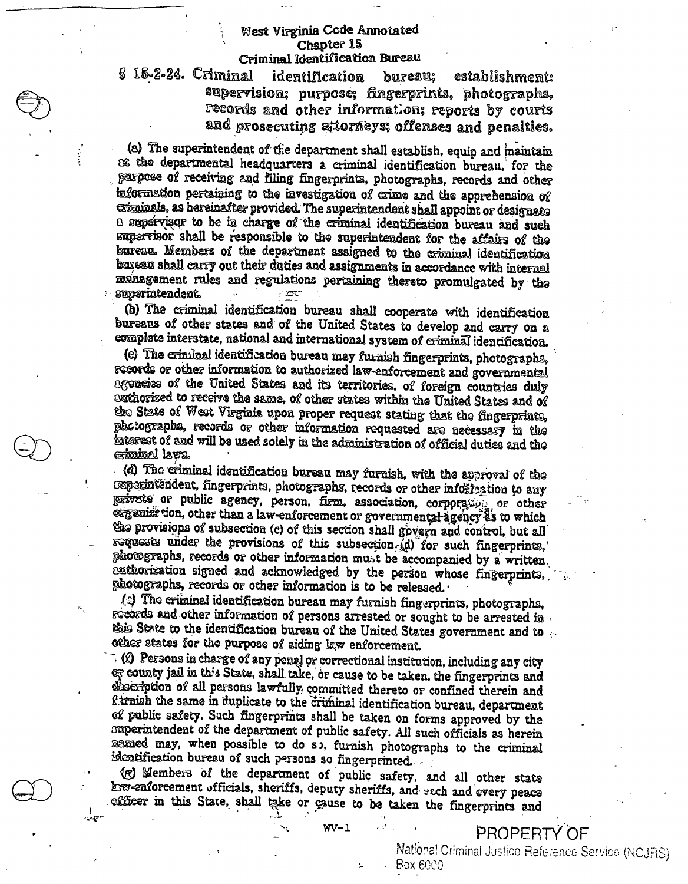# West Virginia Code Annotated
## Chapter 15
## Criminal Identification Bureau

**§ 15-2-24. Criminal identification bureau; establishment: supervision; purpose; fingerprints, photographs, records and other information; reports by courts and prosecuting attorneys; offenses and penalties.**

(a) The superintendent of the department shall establish, equip and maintain at the departmental headquarters a criminal identification bureau, for the purpose of receiving and filing fingerprints, photographs, records and other information pertaining to the investigation of crime and the apprehension of criminals, as hereinafter provided. The superintendent shall appoint or designate a supervisor to be in charge of the criminal identification bureau and such supervisor shall be responsible to the superintendent for the affairs of the bureau. Members of the department assigned to the criminal identification bureau shall carry out their duties and assignments in accordance with internal management rules and regulations pertaining thereto promulgated by the superintendent.

(b) The criminal identification bureau shall cooperate with identification bureaus of other states and of the United States to develop and carry on a complete interstate, national and international system of criminal identification.

(c) The criminal identification bureau may furnish fingerprints, photographs, records or other information to authorized law-enforcement and governmental agencies of the United States and its territories, of foreign countries duly authorized to receive the same, of other states within the United States and of the State of West Virginia upon proper request stating that the fingerprints, photographs, records or other information requested are necessary in the interest of and will be used solely in the administration of official duties and the criminal laws.

(d) The criminal identification bureau may furnish, with the approval of the superintendent, fingerprints, photographs, records or other information to any private or public agency, person, firm, association, corporation, or other organization, other than a law-enforcement or governmental agency as to which the provisions of subsection (c) of this section shall govern and control, but all requests under the provisions of this subsection (d) for such fingerprints, photographs, records or other information must be accompanied by a written authorization signed and acknowledged by the person whose fingerprints, photographs, records or other information is to be released.

(e) The criminal identification bureau may furnish fingerprints, photographs, records and other information of persons arrested or sought to be arrested in this State to the identification bureau of the United States government and to other states for the purpose of aiding law enforcement.

(f) Persons in charge of any penal or correctional institution, including any city or county jail in this State, shall take, or cause to be taken, the fingerprints and description of all persons lawfully committed thereto or confined therein and furnish the same in duplicate to the criminal identification bureau, department of public safety. Such fingerprints shall be taken on forms approved by the superintendent of the department of public safety. All such officials as herein named may, when possible to do so, furnish photographs to the criminal identification bureau of such persons so fingerprinted.

(g) Members of the department of public safety, and all other state law-enforcement officials, sheriffs, deputy sheriffs, and each and every peace officer in this State, shall take or cause to be taken the fingerprints and

PROPERTY OF
National Criminal Justice Reference Service (NCJRS)
Box 6000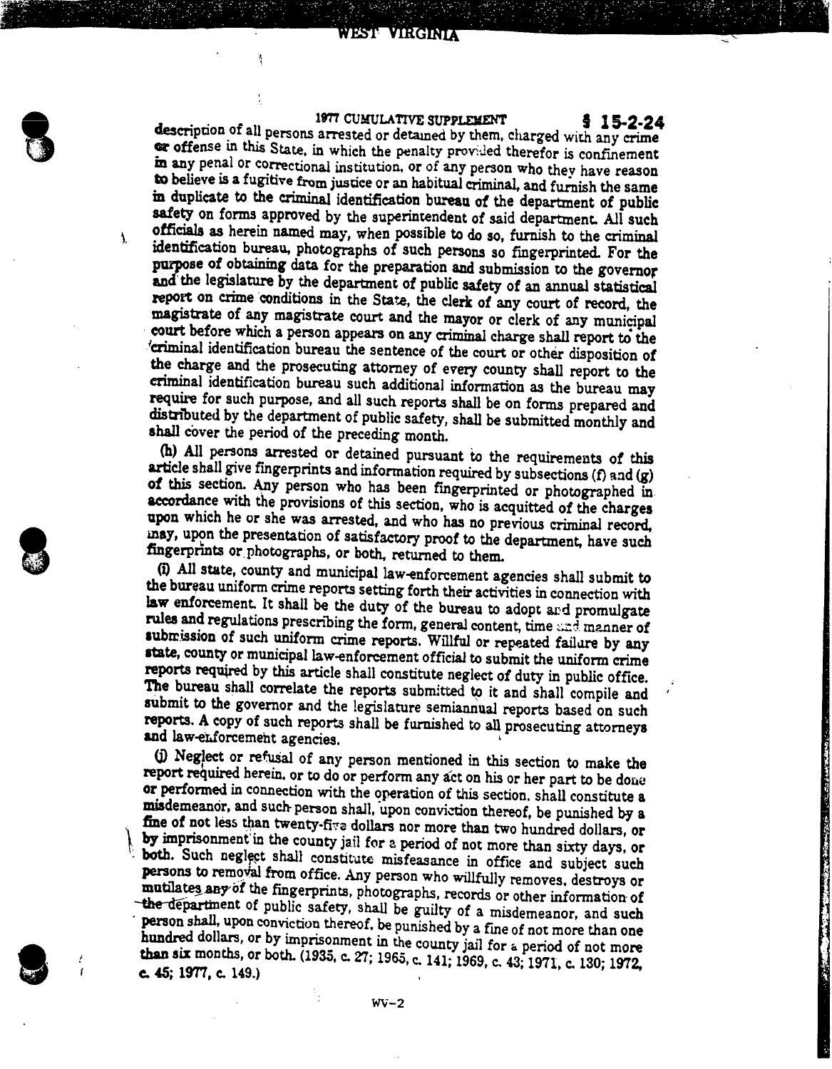description of all persons arrested or detained by them, charged with any crime or offense in this State, in which the penalty provided therefor is confinement in any penal or correctional institution, or of any person who they have reason to believe is a fugitive from justice or an habitual criminal, and furnish the same in duplicate to the criminal identification bureau of the department of public safety on forms approved by the superintendent of said department. All such officials as herein named may, when possible to do so, furnish to the criminal identification bureau, photographs of such persons so fingerprinted. For the purpose of obtaining data for the preparation and submission to the governor and the legislature by the department of public safety of an annual statistical report on crime conditions in the State, the clerk of any court of record, the magistrate of any magistrate court and the mayor or clerk of any municipal court before which a person appears on any criminal charge shall report to the criminal identification bureau the sentence of the court or other disposition of the charge and the prosecuting attorney of every county shall report to the criminal identification bureau such additional information as the bureau may require for such purpose, and all such reports shall be on forms prepared and distributed by the department of public safety, shall be submitted monthly and shall cover the period of the preceding month.

(h) All persons arrested or detained pursuant to the requirements of this article shall give fingerprints and information required by subsections (f) and (g) of this section. Any person who has been fingerprinted or photographed in accordance with the provisions of this section, who is acquitted of the charges upon which he or she was arrested, and who has no previous criminal record, may, upon the presentation of satisfactory proof to the department, have such fingerprints or photographs, or both, returned to them.

(i) All state, county and municipal law-enforcement agencies shall submit to the bureau uniform crime reports setting forth their activities in connection with law enforcement. It shall be the duty of the bureau to adopt and promulgate rules and regulations prescribing the form, general content, time and manner of submission of such uniform crime reports. Willful or repeated failure by any state, county or municipal law-enforcement official to submit the uniform crime reports required by this article shall constitute neglect of duty in public office. The bureau shall correlate the reports submitted to it and shall compile and submit to the governor and the legislature semiannual reports based on such reports. A copy of such reports shall be furnished to all prosecuting attorneys and law-enforcement agencies.

(j) Neglect or refusal of any person mentioned in this section to make the report required herein, or to do or perform any act on his or her part to be done or performed in connection with the operation of this section, shall constitute a misdemeanor, and such person shall, upon conviction thereof, be punished by a fine of not less than twenty-five dollars nor more than two hundred dollars, or by imprisonment in the county jail for a period of not more than sixty days, or both. Such neglect shall constitute misfeasance in office and subject such persons to removal from office. Any person who willfully removes, destroys or mutilates any of the fingerprints, photographs, records or other information of the department of public safety, shall be guilty of a misdemeanor, and such person shall, upon conviction thereof, be punished by a fine of not more than one hundred dollars, or by imprisonment in the county jail for a period of not more than six months, or both. (1935, c. 27; 1965, c. 141; 1969, c. 43; 1971, c. 130; 1972, c. 45; 1977, c. 149.)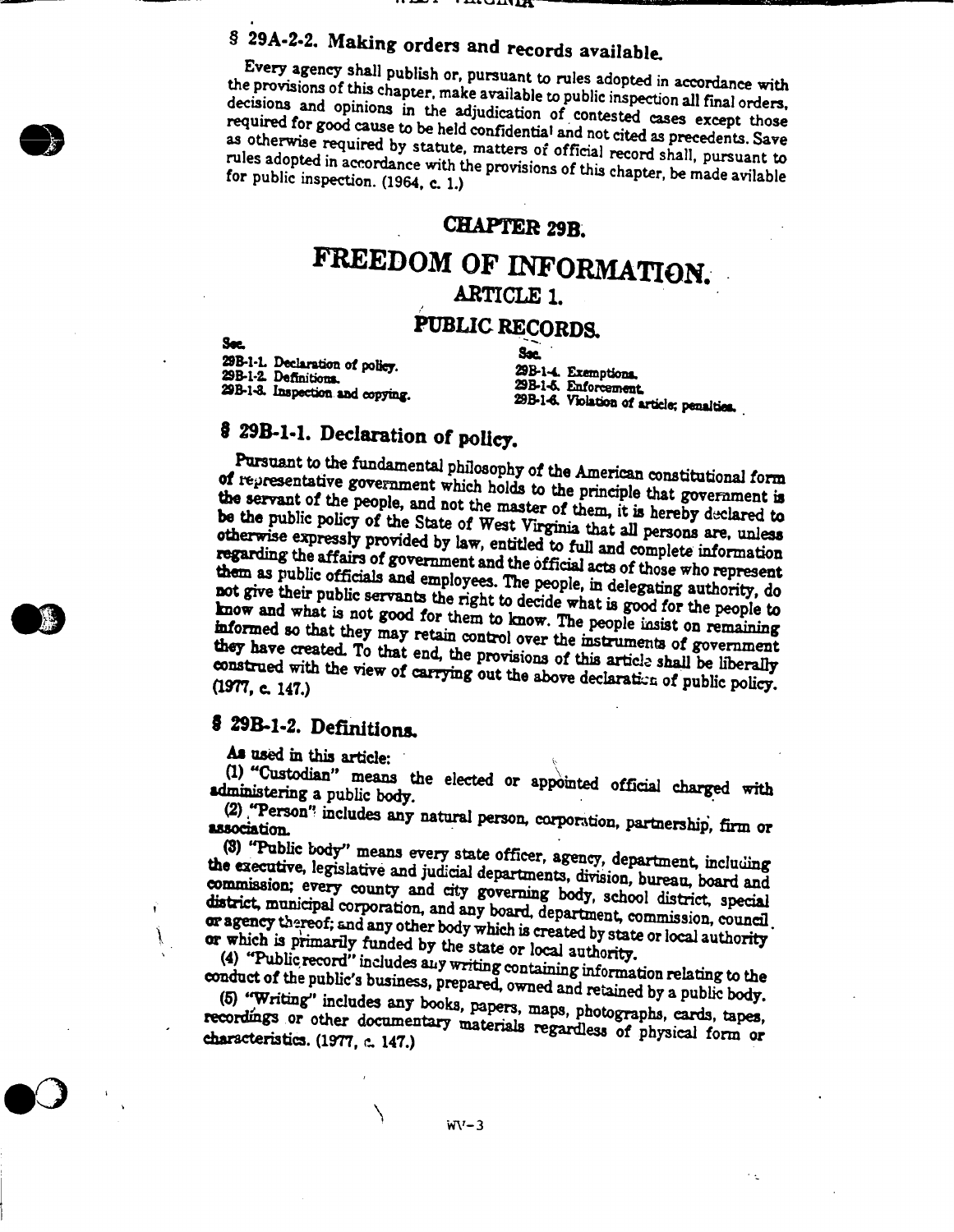## § 29A-2-2. Making orders and records available.

Every agency shall publish or, pursuant to rules adopted in accordance with the provisions of this chapter, make available to public inspection all final orders, decisions and opinions in the adjudication of contested cases except those required for good cause to be held confidential and not cited as precedents. Save as otherwise required by statute, matters of official record shall, pursuant to rules adopted in accordance with the provisions of this chapter, be made avilable for public inspection. (1964, c. 1.)

# CHAPTER 29B.

# FREEDOM OF INFORMATION.

## ARTICLE 1.

## PUBLIC RECORDS.

| Sec. | Sec. |
|---|---|
| 29B-1-1. Declaration of policy. | 29B-1-4. Exemptions. |
| 29B-1-2. Definitions. | 29B-1-5. Enforcement. |
| 29B-1-3. Inspection and copying. | 29B-1-6. Violation of article; penalties. |

## § 29B-1-1. Declaration of policy.

Pursuant to the fundamental philosophy of the American constitutional form of representative government which holds to the principle that government is the servant of the people, and not the master of them, it is hereby declared to be the public policy of the State of West Virginia that all persons are, unless otherwise expressly provided by law, entitled to full and complete information regarding the affairs of government and the official acts of those who represent them as public officials and employees. The people, in delegating authority, do not give their public servants the right to decide what is good for the people to know and what is not good for them to know. The people insist on remaining informed so that they may retain control over the instruments of government they have created. To that end, the provisions of this article shall be liberally construed with the view of carrying out the above declaration of public policy. (1977, c. 147.)

## § 29B-1-2. Definitions.

As used in this article:

(1) "Custodian" means the elected or appointed official charged with administering a public body.

(2) "Person" includes any natural person, corporation, partnership, firm or association.

(3) "Public body" means every state officer, agency, department, including the executive, legislative and judicial departments, division, bureau, board and commission; every county and city governing body, school district, special district, municipal corporation, and any board, department, commission, council or agency thereof; and any other body which is created by state or local authority or which is primarily funded by the state or local authority.

(4) "Public record" includes any writing containing information relating to the conduct of the public's business, prepared, owned and retained by a public body.

(5) "Writing" includes any books, papers, maps, photographs, cards, tapes, recordings or other documentary materials regardless of physical form or characteristics. (1977, c. 147.)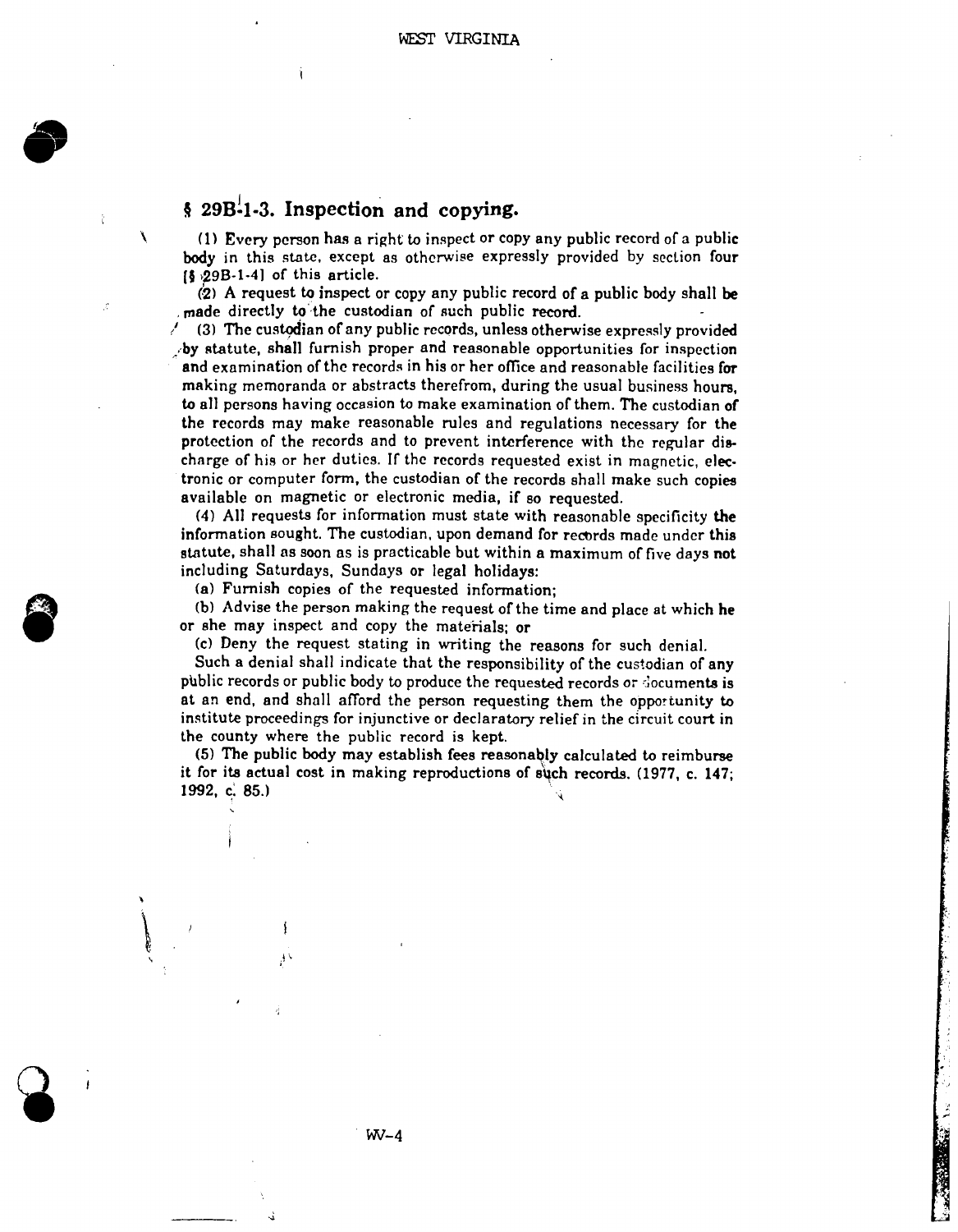## § 29B-1-3. Inspection and copying.

(1) Every person has a right to inspect or copy any public record of a public body in this state, except as otherwise expressly provided by section four [§ 29B-1-4] of this article.

(2) A request to inspect or copy any public record of a public body shall be made directly to the custodian of such public record.

(3) The custodian of any public records, unless otherwise expressly provided by statute, shall furnish proper and reasonable opportunities for inspection and examination of the records in his or her office and reasonable facilities for making memoranda or abstracts therefrom, during the usual business hours, to all persons having occasion to make examination of them. The custodian of the records may make reasonable rules and regulations necessary for the protection of the records and to prevent interference with the regular discharge of his or her duties. If the records requested exist in magnetic, electronic or computer form, the custodian of the records shall make such copies available on magnetic or electronic media, if so requested.

(4) All requests for information must state with reasonable specificity the information sought. The custodian, upon demand for records made under this statute, shall as soon as is practicable but within a maximum of five days not including Saturdays, Sundays or legal holidays:

(a) Furnish copies of the requested information;

(b) Advise the person making the request of the time and place at which he or she may inspect and copy the materials; or

(c) Deny the request stating in writing the reasons for such denial.

Such a denial shall indicate that the responsibility of the custodian of any public records or public body to produce the requested records or documents is at an end, and shall afford the person requesting them the opportunity to institute proceedings for injunctive or declaratory relief in the circuit court in the county where the public record is kept.

(5) The public body may establish fees reasonably calculated to reimburse it for its actual cost in making reproductions of such records. (1977, c. 147; 1992, c. 85.)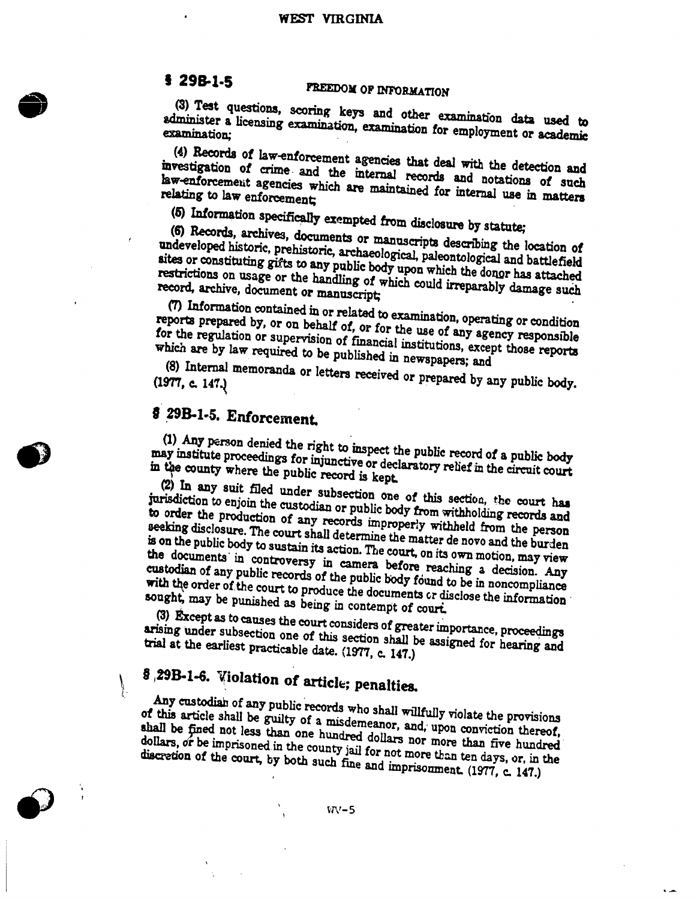# § 29B-1-5

FREEDOM OF INFORMATION

(3) Test questions, scoring keys and other examination data used to administer a licensing examination, examination for employment or academic examination;

(4) Records of law-enforcement agencies that deal with the detection and investigation of crime and the internal records and notations of such law-enforcement agencies which are maintained for internal use in matters relating to law enforcement;

(5) Information specifically exempted from disclosure by statute;

(6) Records, archives, documents or manuscripts describing the location of undeveloped historic, prehistoric, archaeological, paleontological and battlefield sites or constituting gifts to any public body upon which the donor has attached restrictions on usage or the handling of which could irreparably damage such record, archive, document or manuscript;

(7) Information contained in or related to examination, operating or condition reports prepared by, or on behalf of, or for the use of any agency responsible for the regulation or supervision of financial institutions, except those reports which are by law required to be published in newspapers; and

(8) Internal memoranda or letters received or prepared by any public body. (1977, c. 147.)

## § 29B-1-5. Enforcement.

(1) Any person denied the right to inspect the public record of a public body may institute proceedings for injunctive or declaratory relief in the circuit court in the county where the public record is kept.

(2) In any suit filed under subsection one of this section, the court has jurisdiction to enjoin the custodian or public body from withholding records and to order the production of any records improperly withheld from the person seeking disclosure. The court shall determine the matter de novo and the burden is on the public body to sustain its action. The court, on its own motion, may view the documents in controversy in camera before reaching a decision. Any custodian of any public records of the public body found to be in noncompliance with the order of the court to produce the documents or disclose the information sought, may be punished as being in contempt of court.

(3) Except as to causes the court considers of greater importance, proceedings arising under subsection one of this section shall be assigned for hearing and trial at the earliest practicable date. (1977, c. 147.)

## § 29B-1-6. Violation of article; penalties.

Any custodian of any public records who shall willfully violate the provisions of this article shall be guilty of a misdemeanor, and, upon conviction thereof, shall be fined not less than one hundred dollars nor more than five hundred dollars, or be imprisoned in the county jail for not more than ten days, or, in the discretion of the court, by both such fine and imprisonment. (1977, c. 147.)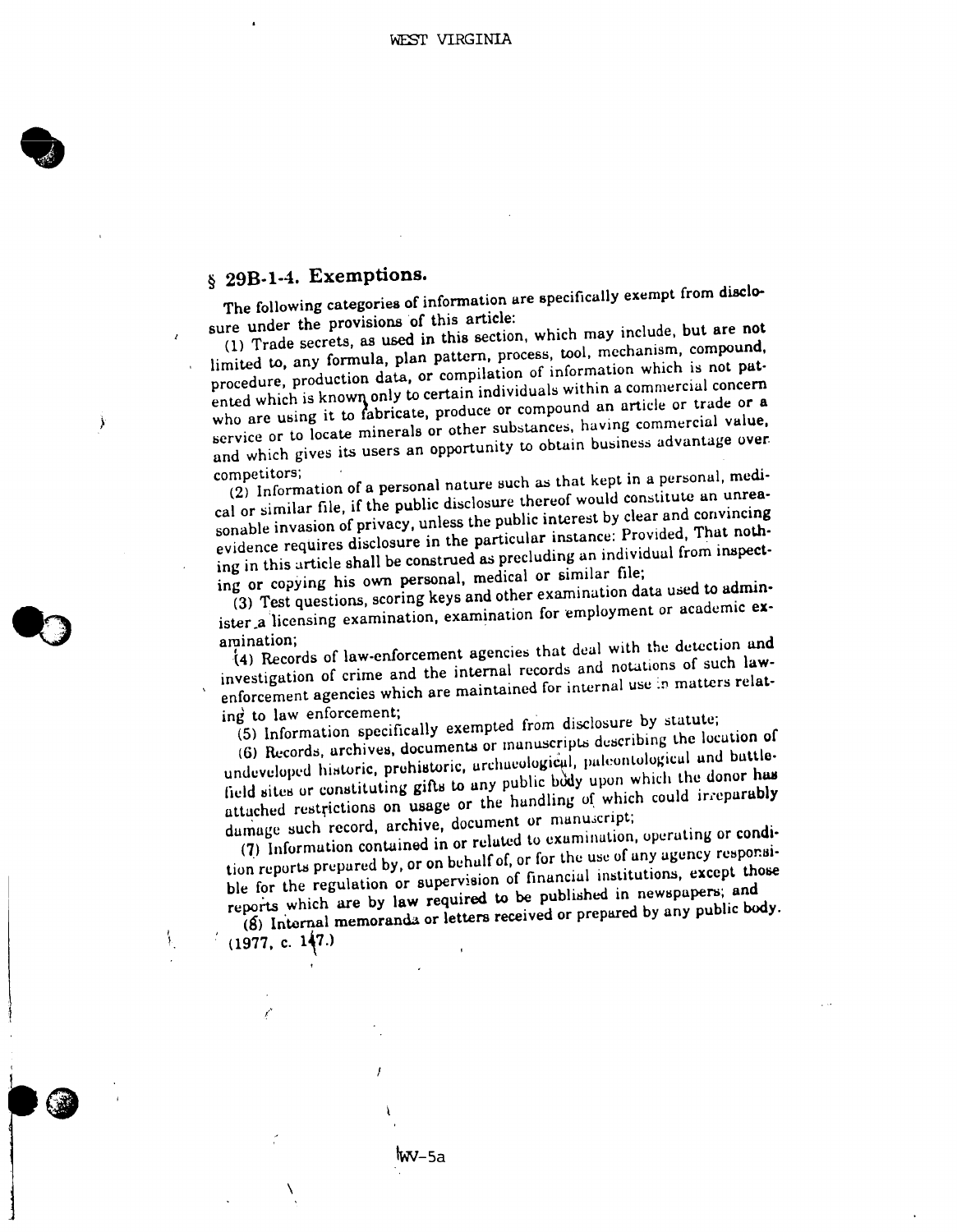## § 29B-1-4. Exemptions.

The following categories of information are specifically exempt from disclosure under the provisions of this article:

(1) Trade secrets, as used in this section, which may include, but are not limited to, any formula, plan pattern, process, tool, mechanism, compound, procedure, production data, or compilation of information which is not patented which is known only to certain individuals within a commercial concern who are using it to fabricate, produce or compound an article or trade or a service or to locate minerals or other substances, having commercial value, and which gives its users an opportunity to obtain business advantage over competitors;

(2) Information of a personal nature such as that kept in a personal, medical or similar file, if the public disclosure thereof would constitute an unreasonable invasion of privacy, unless the public interest by clear and convincing evidence requires disclosure in the particular instance: Provided, That nothing in this article shall be construed as precluding an individual from inspecting or copying his own personal, medical or similar file;

(3) Test questions, scoring keys and other examination data used to administer a licensing examination, examination for employment or academic examination;

(4) Records of law-enforcement agencies that deal with the detection and investigation of crime and the internal records and notations of such law-enforcement agencies which are maintained for internal use in matters relating to law enforcement;

(5) Information specifically exempted from disclosure by statute;

(6) Records, archives, documents or manuscripts describing the location of undeveloped historic, prehistoric, archaeological, paleontological and battlefield sites or constituting gifts to any public body upon which the donor has attached restrictions on usage or the handling of which could irreparably damage such record, archive, document or manuscript;

(7) Information contained in or related to examination, operating or condition reports prepared by, or on behalf of, or for the use of any agency responsible for the regulation or supervision of financial institutions, except those reports which are by law required to be published in newspapers; and

(8) Internal memoranda or letters received or prepared by any public body. (1977, c. 147.)